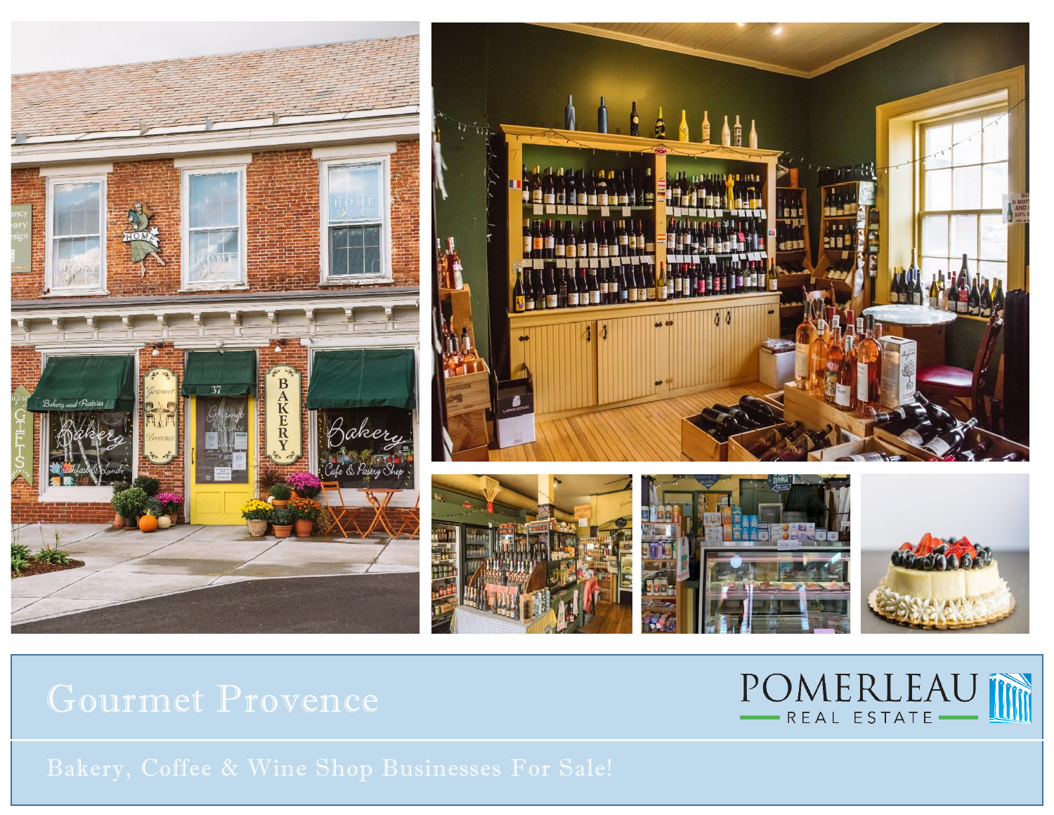# Gourmet Provence

POMERLEAU REAL ESTATE

Bakery, Coffee & Wine Shop Businesses For Sale!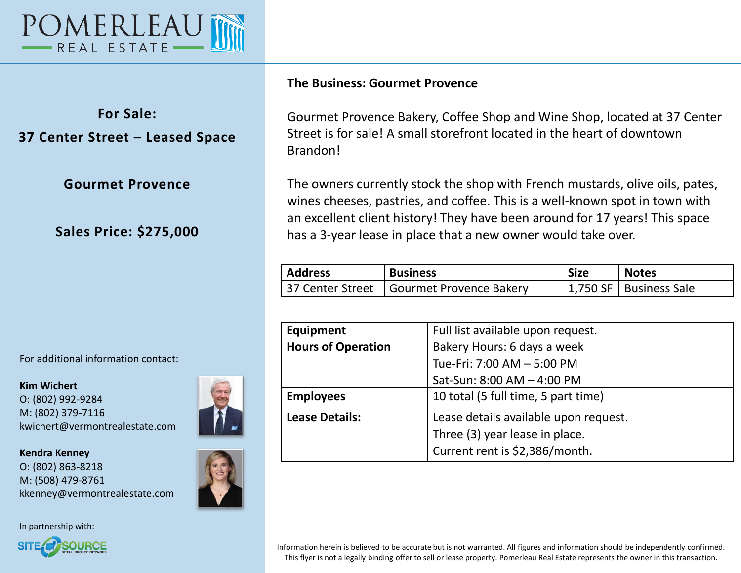# POMERLEAU REAL ESTATE

## For Sale:

## 37 Center Street – Leased Space

## Gourmet Provence

## Sales Price: $275,000

For additional information contact:

**Kim Wichert**
O: (802) 992-9284
M: (802) 379-7116
kwichert@vermontrealestate.com

**Kendra Kenney**
O: (802) 863-8218
M: (508) 479-8761
kkenney@vermontrealestate.com

In partnership with:

SITE SOURCE RETAIL BROKER NETWORK

### The Business: Gourmet Provence

Gourmet Provence Bakery, Coffee Shop and Wine Shop, located at 37 Center Street is for sale! A small storefront located in the heart of downtown Brandon!

The owners currently stock the shop with French mustards, olive oils, pates, wines cheeses, pastries, and coffee. This is a well-known spot in town with an excellent client history! They have been around for 17 years! This space has a 3-year lease in place that a new owner would take over.

| Address | Business | Size | Notes |
|---|---|---|---|
| 37 Center Street | Gourmet Provence Bakery | 1,750 SF | Business Sale |

| | |
|---|---|
| **Equipment** | Full list available upon request. |
| **Hours of Operation** | Bakery Hours: 6 days a week<br>Tue-Fri: 7:00 AM – 5:00 PM<br>Sat-Sun: 8:00 AM – 4:00 PM |
| **Employees** | 10 total (5 full time, 5 part time) |
| **Lease Details:** | Lease details available upon request.<br>Three (3) year lease in place.<br>Current rent is $2,386/month. |

Information herein is believed to be accurate but is not warranted. All figures and information should be independently confirmed. This flyer is not a legally binding offer to sell or lease property. Pomerleau Real Estate represents the owner in this transaction.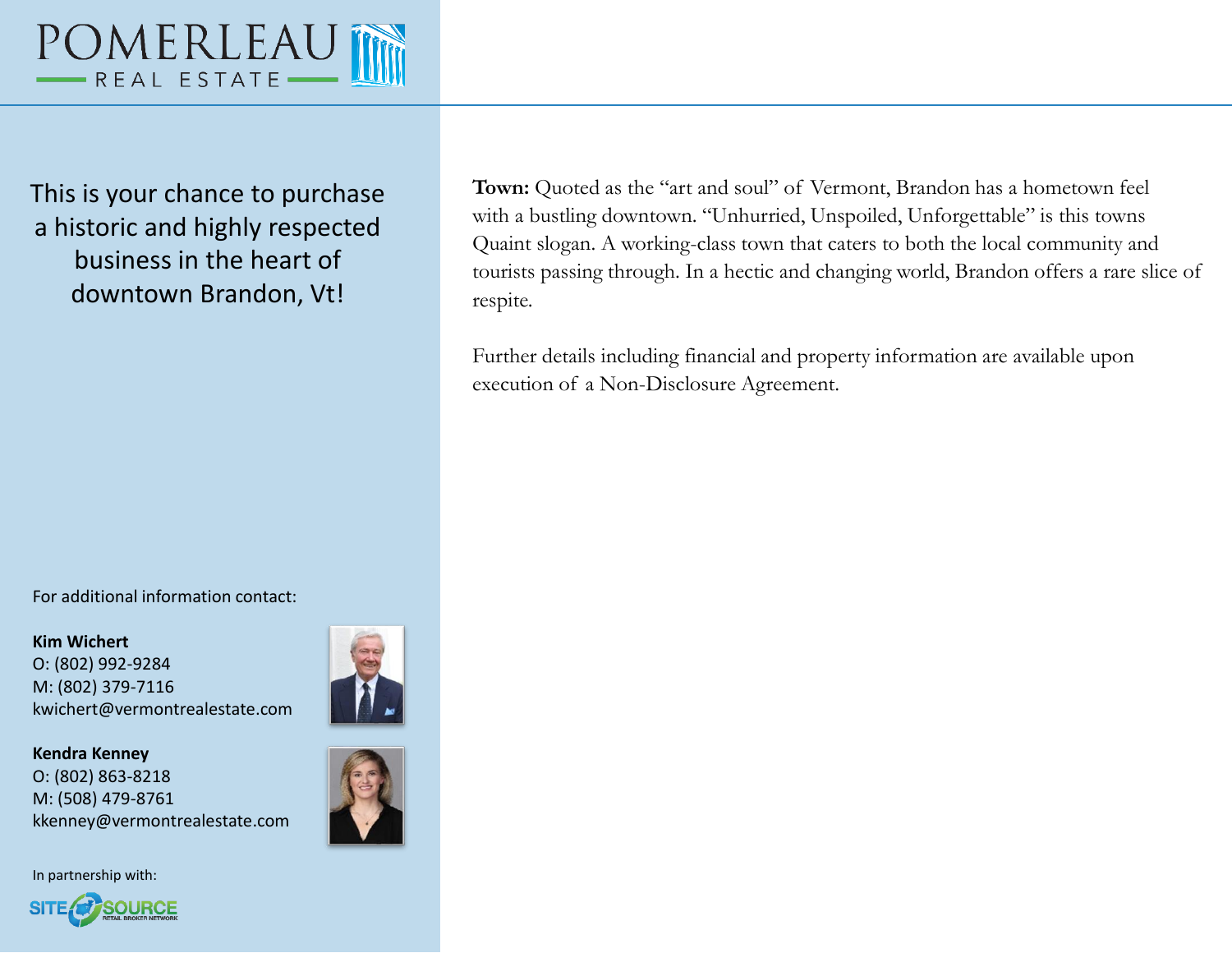POMERLEAU REAL ESTATE

This is your chance to purchase a historic and highly respected business in the heart of downtown Brandon, Vt!

**Town:** Quoted as the "art and soul" of Vermont, Brandon has a hometown feel with a bustling downtown. "Unhurried, Unspoiled, Unforgettable" is this towns Quaint slogan. A working-class town that caters to both the local community and tourists passing through. In a hectic and changing world, Brandon offers a rare slice of respite.

Further details including financial and property information are available upon execution of a Non-Disclosure Agreement.

For additional information contact:

**Kim Wichert**
O: (802) 992-9284
M: (802) 379-7116
kwichert@vermontrealestate.com

**Kendra Kenney**
O: (802) 863-8218
M: (508) 479-8761
kkenney@vermontrealestate.com

In partnership with:

SITE SOURCE RETAIL BROKER NETWORK